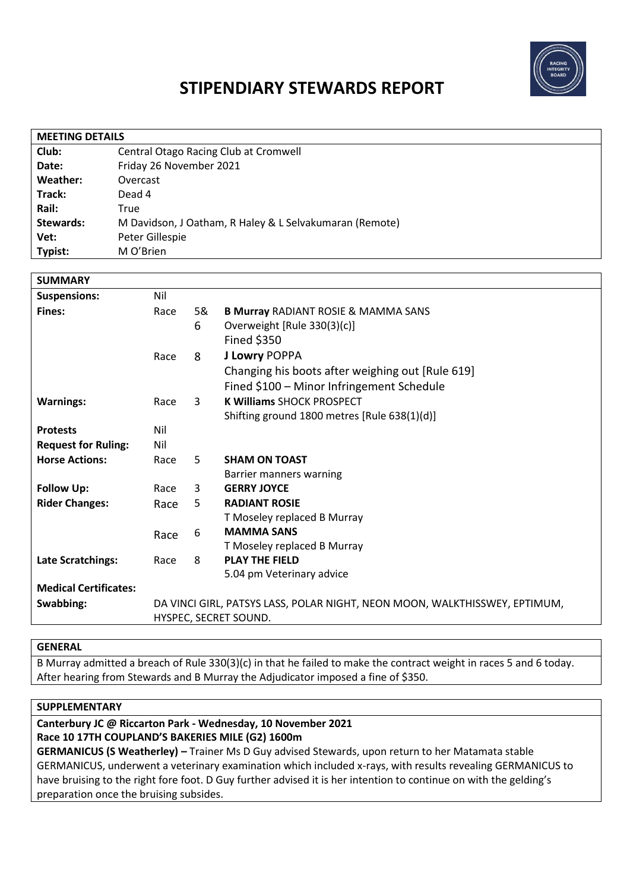# STIPENDIARY STEWARDS REPORT

| MEETING DETAILS | |
|---|---|
| **Club:** | Central Otago Racing Club at Cromwell |
| **Date:** | Friday 26 November 2021 |
| **Weather:** | Overcast |
| **Track:** | Dead 4 |
| **Rail:** | True |
| **Stewards:** | M Davidson, J Oatham, R Haley & L Selvakumaran (Remote) |
| **Vet:** | Peter Gillespie |
| **Typist:** | M O'Brien |

| SUMMARY | | | |
|---|---|---|---|
| **Suspensions:** | Nil | | |
| **Fines:** | Race | 5& 6 | **B Murray** RADIANT ROSIE & MAMMA SANS<br>Overweight [Rule 330(3)(c)]<br>Fined $350 |
| | Race | 8 | **J Lowry** POPPA<br>Changing his boots after weighing out [Rule 619]<br>Fined $100 – Minor Infringement Schedule |
| **Warnings:** | Race | 3 | **K Williams** SHOCK PROSPECT<br>Shifting ground 1800 metres [Rule 638(1)(d)] |
| **Protests** | Nil | | |
| **Request for Ruling:** | Nil | | |
| **Horse Actions:** | Race | 5 | **SHAM ON TOAST**<br>Barrier manners warning |
| **Follow Up:** | Race | 3 | **GERRY JOYCE** |
| **Rider Changes:** | Race | 5 | **RADIANT ROSIE**<br>T Moseley replaced B Murray |
| | Race | 6 | **MAMMA SANS**<br>T Moseley replaced B Murray |
| **Late Scratchings:** | Race | 8 | **PLAY THE FIELD**<br>5.04 pm Veterinary advice |
| **Medical Certificates:** | | | |
| **Swabbing:** | DA VINCI GIRL, PATSYS LASS, POLAR NIGHT, NEON MOON, WALKTHISSWEY, EPTIMUM, HYSPEC, SECRET SOUND. | | |

## GENERAL

B Murray admitted a breach of Rule 330(3)(c) in that he failed to make the contract weight in races 5 and 6 today. After hearing from Stewards and B Murray the Adjudicator imposed a fine of $350.

## SUPPLEMENTARY

**Canterbury JC @ Riccarton Park - Wednesday, 10 November 2021**
**Race 10 17TH COUPLAND'S BAKERIES MILE (G2) 1600m**

**GERMANICUS (S Weatherley) –** Trainer Ms D Guy advised Stewards, upon return to her Matamata stable GERMANICUS, underwent a veterinary examination which included x-rays, with results revealing GERMANICUS to have bruising to the right fore foot. D Guy further advised it is her intention to continue on with the gelding's preparation once the bruising subsides.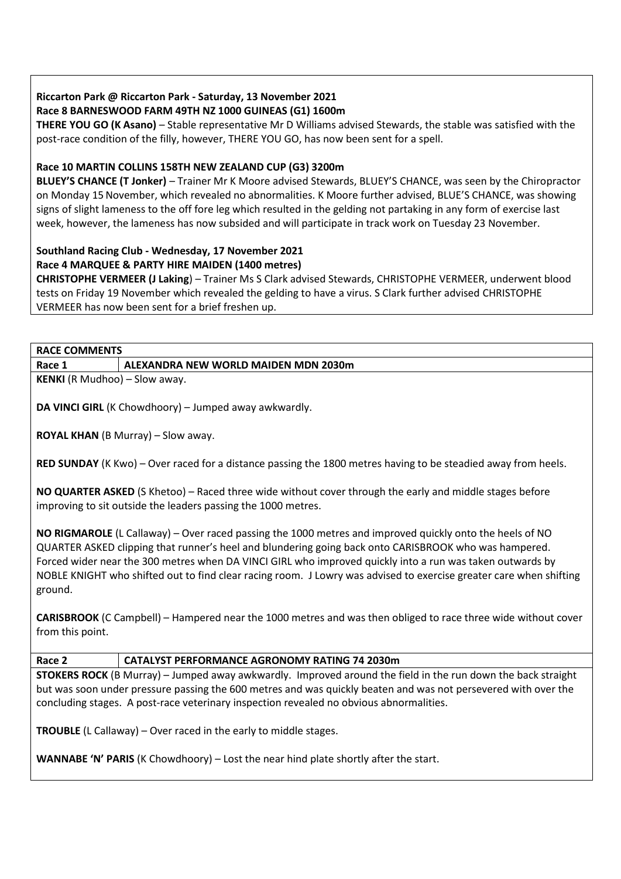**Riccarton Park @ Riccarton Park - Saturday, 13 November 2021**
**Race 8 BARNESWOOD FARM 49TH NZ 1000 GUINEAS (G1) 1600m**

**THERE YOU GO (K Asano)** – Stable representative Mr D Williams advised Stewards, the stable was satisfied with the post-race condition of the filly, however, THERE YOU GO, has now been sent for a spell.

**Race 10 MARTIN COLLINS 158TH NEW ZEALAND CUP (G3) 3200m**

**BLUEY'S CHANCE (T Jonker)** – Trainer Mr K Moore advised Stewards, BLUEY'S CHANCE, was seen by the Chiropractor on Monday 15 November, which revealed no abnormalities. K Moore further advised, BLUE'S CHANCE, was showing signs of slight lameness to the off fore leg which resulted in the gelding not partaking in any form of exercise last week, however, the lameness has now subsided and will participate in track work on Tuesday 23 November.

**Southland Racing Club - Wednesday, 17 November 2021**
**Race 4 MARQUEE & PARTY HIRE MAIDEN (1400 metres)**

**CHRISTOPHE VERMEER (J Laking)** – Trainer Ms S Clark advised Stewards, CHRISTOPHE VERMEER, underwent blood tests on Friday 19 November which revealed the gelding to have a virus. S Clark further advised CHRISTOPHE VERMEER has now been sent for a brief freshen up.

**RACE COMMENTS**

| Race 1 | ALEXANDRA NEW WORLD MAIDEN MDN 2030m |
|---|---|

**KENKI** (R Mudhoo) – Slow away.

**DA VINCI GIRL** (K Chowdhoory) – Jumped away awkwardly.

**ROYAL KHAN** (B Murray) – Slow away.

**RED SUNDAY** (K Kwo) – Over raced for a distance passing the 1800 metres having to be steadied away from heels.

**NO QUARTER ASKED** (S Khetoo) – Raced three wide without cover through the early and middle stages before improving to sit outside the leaders passing the 1000 metres.

**NO RIGMAROLE** (L Callaway) – Over raced passing the 1000 metres and improved quickly onto the heels of NO QUARTER ASKED clipping that runner's heel and blundering going back onto CARISBROOK who was hampered. Forced wider near the 300 metres when DA VINCI GIRL who improved quickly into a run was taken outwards by NOBLE KNIGHT who shifted out to find clear racing room. J Lowry was advised to exercise greater care when shifting ground.

**CARISBROOK** (C Campbell) – Hampered near the 1000 metres and was then obliged to race three wide without cover from this point.

| Race 2 | CATALYST PERFORMANCE AGRONOMY RATING 74 2030m |
|---|---|

**STOKERS ROCK** (B Murray) – Jumped away awkwardly. Improved around the field in the run down the back straight but was soon under pressure passing the 600 metres and was quickly beaten and was not persevered with over the concluding stages. A post-race veterinary inspection revealed no obvious abnormalities.

**TROUBLE** (L Callaway) – Over raced in the early to middle stages.

**WANNABE 'N' PARIS** (K Chowdhoory) – Lost the near hind plate shortly after the start.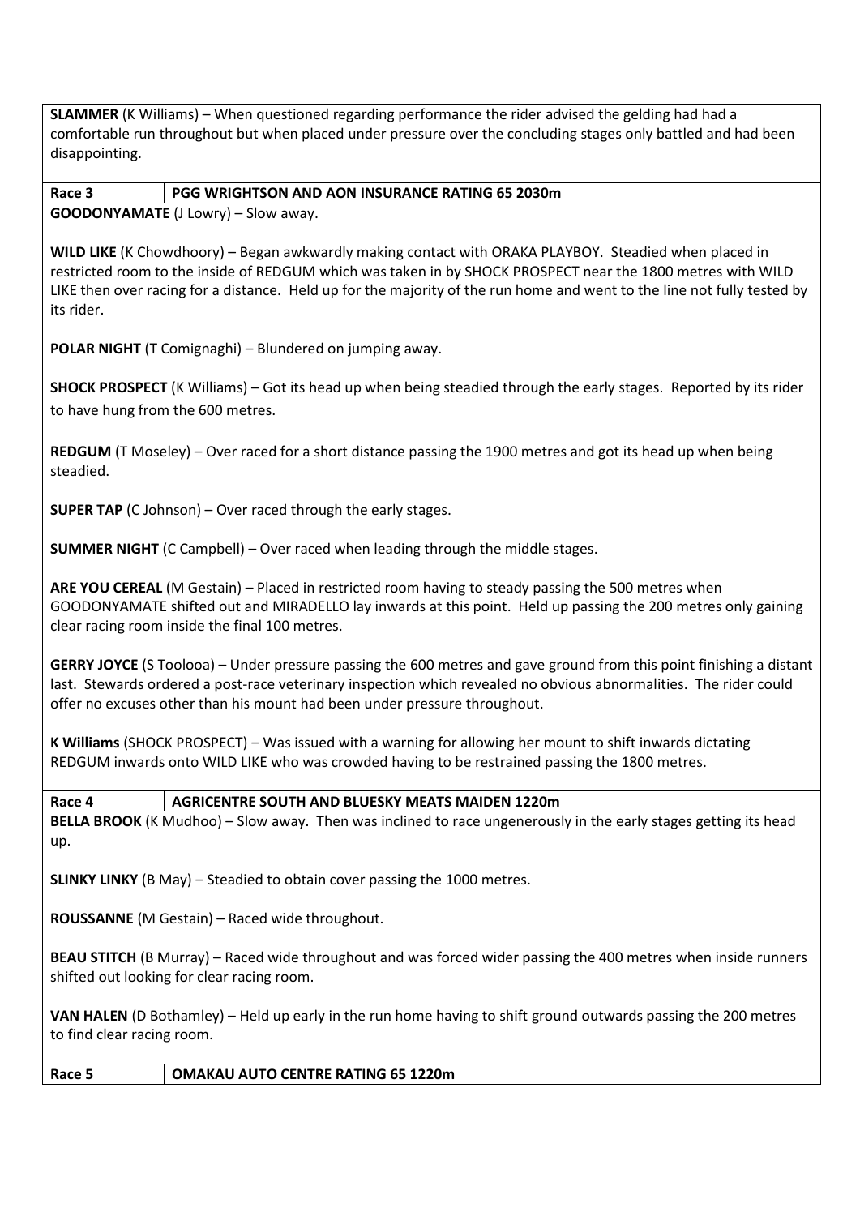**SLAMMER** (K Williams) – When questioned regarding performance the rider advised the gelding had had a comfortable run throughout but when placed under pressure over the concluding stages only battled and had been disappointing.

| Race 3 | PGG WRIGHTSON AND AON INSURANCE RATING 65 2030m |
|---|---|

**GOODONYAMATE** (J Lowry) – Slow away.

**WILD LIKE** (K Chowdhoory) – Began awkwardly making contact with ORAKA PLAYBOY. Steadied when placed in restricted room to the inside of REDGUM which was taken in by SHOCK PROSPECT near the 1800 metres with WILD LIKE then over racing for a distance. Held up for the majority of the run home and went to the line not fully tested by its rider.

**POLAR NIGHT** (T Comignaghi) – Blundered on jumping away.

**SHOCK PROSPECT** (K Williams) – Got its head up when being steadied through the early stages. Reported by its rider to have hung from the 600 metres.

**REDGUM** (T Moseley) – Over raced for a short distance passing the 1900 metres and got its head up when being steadied.

**SUPER TAP** (C Johnson) – Over raced through the early stages.

**SUMMER NIGHT** (C Campbell) – Over raced when leading through the middle stages.

**ARE YOU CEREAL** (M Gestain) – Placed in restricted room having to steady passing the 500 metres when GOODONYAMATE shifted out and MIRADELLO lay inwards at this point. Held up passing the 200 metres only gaining clear racing room inside the final 100 metres.

**GERRY JOYCE** (S Toolooa) – Under pressure passing the 600 metres and gave ground from this point finishing a distant last. Stewards ordered a post-race veterinary inspection which revealed no obvious abnormalities. The rider could offer no excuses other than his mount had been under pressure throughout.

**K Williams** (SHOCK PROSPECT) – Was issued with a warning for allowing her mount to shift inwards dictating REDGUM inwards onto WILD LIKE who was crowded having to be restrained passing the 1800 metres.

| Race 4 | AGRICENTRE SOUTH AND BLUESKY MEATS MAIDEN 1220m |
|---|---|

**BELLA BROOK** (K Mudhoo) – Slow away. Then was inclined to race ungenerously in the early stages getting its head up.

**SLINKY LINKY** (B May) – Steadied to obtain cover passing the 1000 metres.

**ROUSSANNE** (M Gestain) – Raced wide throughout.

**BEAU STITCH** (B Murray) – Raced wide throughout and was forced wider passing the 400 metres when inside runners shifted out looking for clear racing room.

**VAN HALEN** (D Bothamley) – Held up early in the run home having to shift ground outwards passing the 200 metres to find clear racing room.

| Race 5 | OMAKAU AUTO CENTRE RATING 65 1220m |
|---|---|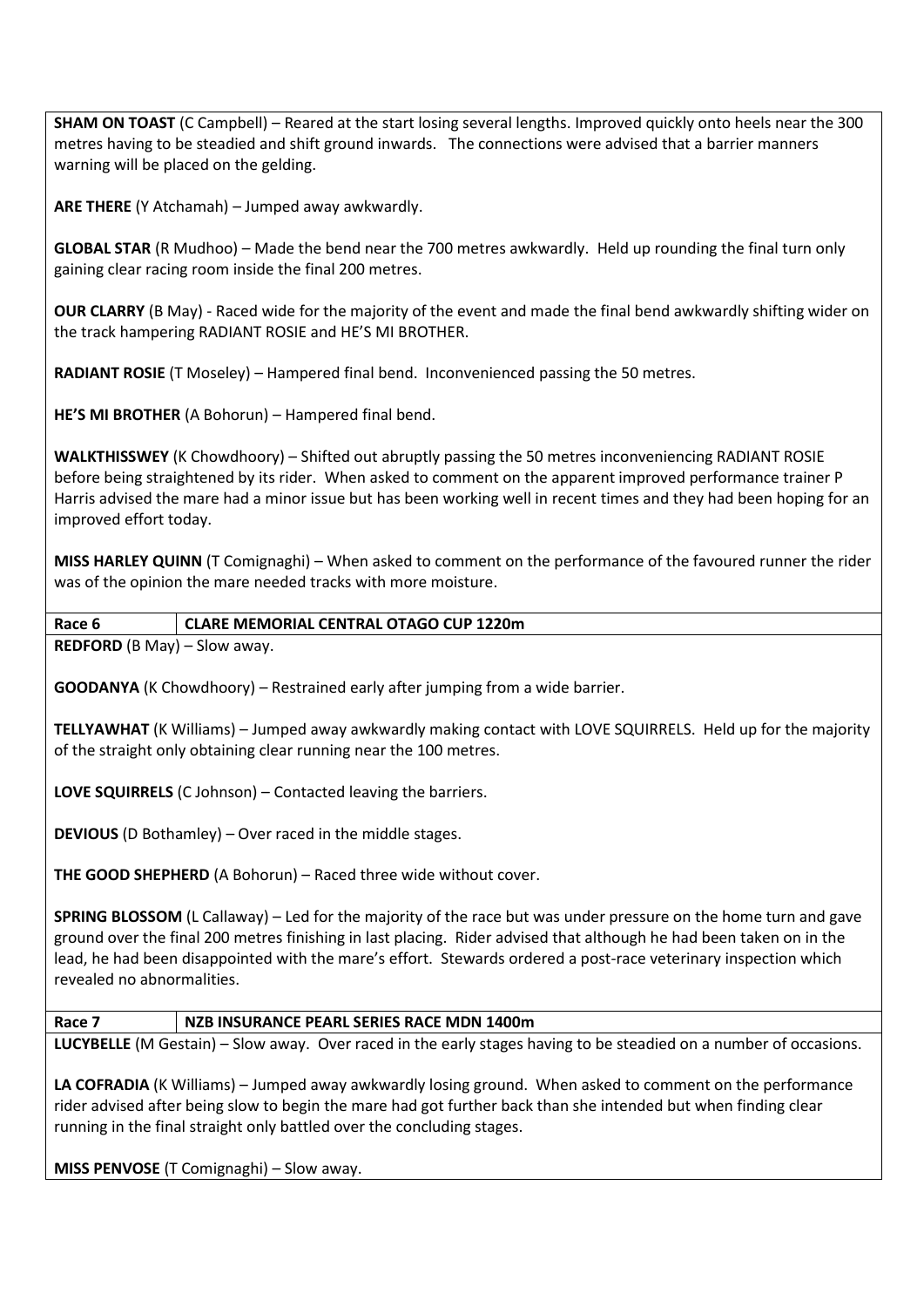**SHAM ON TOAST** (C Campbell) – Reared at the start losing several lengths. Improved quickly onto heels near the 300 metres having to be steadied and shift ground inwards. The connections were advised that a barrier manners warning will be placed on the gelding.

**ARE THERE** (Y Atchamah) – Jumped away awkwardly.

**GLOBAL STAR** (R Mudhoo) – Made the bend near the 700 metres awkwardly. Held up rounding the final turn only gaining clear racing room inside the final 200 metres.

**OUR CLARRY** (B May) - Raced wide for the majority of the event and made the final bend awkwardly shifting wider on the track hampering RADIANT ROSIE and HE'S MI BROTHER.

**RADIANT ROSIE** (T Moseley) – Hampered final bend. Inconvenienced passing the 50 metres.

**HE'S MI BROTHER** (A Bohorun) – Hampered final bend.

**WALKTHISSWEY** (K Chowdhoory) – Shifted out abruptly passing the 50 metres inconveniencing RADIANT ROSIE before being straightened by its rider. When asked to comment on the apparent improved performance trainer P Harris advised the mare had a minor issue but has been working well in recent times and they had been hoping for an improved effort today.

**MISS HARLEY QUINN** (T Comignaghi) – When asked to comment on the performance of the favoured runner the rider was of the opinion the mare needed tracks with more moisture.

| Race 6 | CLARE MEMORIAL CENTRAL OTAGO CUP 1220m |
|---|---|

**REDFORD** (B May) – Slow away.

**GOODANYA** (K Chowdhoory) – Restrained early after jumping from a wide barrier.

**TELLYAWHAT** (K Williams) – Jumped away awkwardly making contact with LOVE SQUIRRELS. Held up for the majority of the straight only obtaining clear running near the 100 metres.

**LOVE SQUIRRELS** (C Johnson) – Contacted leaving the barriers.

**DEVIOUS** (D Bothamley) – Over raced in the middle stages.

**THE GOOD SHEPHERD** (A Bohorun) – Raced three wide without cover.

**SPRING BLOSSOM** (L Callaway) – Led for the majority of the race but was under pressure on the home turn and gave ground over the final 200 metres finishing in last placing. Rider advised that although he had been taken on in the lead, he had been disappointed with the mare's effort. Stewards ordered a post-race veterinary inspection which revealed no abnormalities.

| Race 7 | NZB INSURANCE PEARL SERIES RACE MDN 1400m |
|---|---|

**LUCYBELLE** (M Gestain) – Slow away. Over raced in the early stages having to be steadied on a number of occasions.

**LA COFRADIA** (K Williams) – Jumped away awkwardly losing ground. When asked to comment on the performance rider advised after being slow to begin the mare had got further back than she intended but when finding clear running in the final straight only battled over the concluding stages.

**MISS PENVOSE** (T Comignaghi) – Slow away.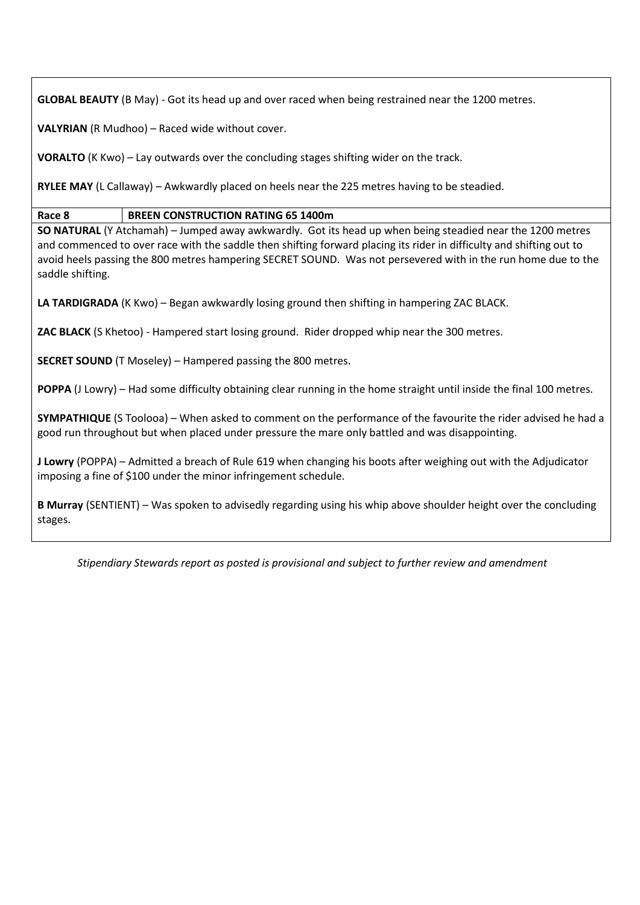**GLOBAL BEAUTY** (B May) - Got its head up and over raced when being restrained near the 1200 metres.

**VALYRIAN** (R Mudhoo) – Raced wide without cover.

**VORALTO** (K Kwo) – Lay outwards over the concluding stages shifting wider on the track.

**RYLEE MAY** (L Callaway) – Awkwardly placed on heels near the 225 metres having to be steadied.

| **Race 8** | **BREEN CONSTRUCTION RATING 65 1400m** |
|---|---|

**SO NATURAL** (Y Atchamah) – Jumped away awkwardly. Got its head up when being steadied near the 1200 metres and commenced to over race with the saddle then shifting forward placing its rider in difficulty and shifting out to avoid heels passing the 800 metres hampering SECRET SOUND. Was not persevered with in the run home due to the saddle shifting.

**LA TARDIGRADA** (K Kwo) – Began awkwardly losing ground then shifting in hampering ZAC BLACK.

**ZAC BLACK** (S Khetoo) - Hampered start losing ground. Rider dropped whip near the 300 metres.

**SECRET SOUND** (T Moseley) – Hampered passing the 800 metres.

**POPPA** (J Lowry) – Had some difficulty obtaining clear running in the home straight until inside the final 100 metres.

**SYMPATHIQUE** (S Toolooa) – When asked to comment on the performance of the favourite the rider advised he had a good run throughout but when placed under pressure the mare only battled and was disappointing.

**J Lowry** (POPPA) – Admitted a breach of Rule 619 when changing his boots after weighing out with the Adjudicator imposing a fine of $100 under the minor infringement schedule.

**B Murray** (SENTIENT) – Was spoken to advisedly regarding using his whip above shoulder height over the concluding stages.

*Stipendiary Stewards report as posted is provisional and subject to further review and amendment*